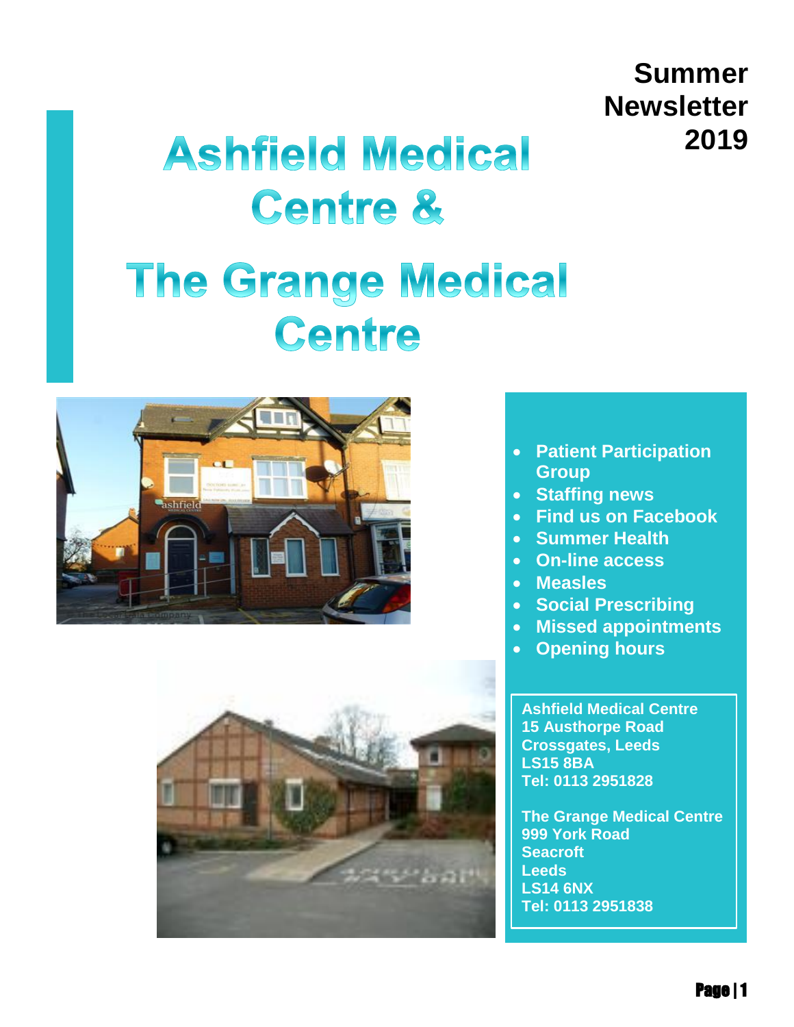**Summer Newsletter 2019**

# Ashfield Medical Centre &

# The Grange Medical Centre

- Patient Participation Group
- Staffing news
- Find us on Facebook
- Summer Health
- On-line access
- Measles
- Social Prescribing
- Missed appointments
- Opening hours

**Ashfield Medical Centre**
**15 Austhorpe Road**
**Crossgates, Leeds**
**LS15 8BA**
**Tel: 0113 2951828**

**The Grange Medical Centre**
**999 York Road**
**Seacroft**
**Leeds**
**LS14 6NX**
**Tel: 0113 2951838**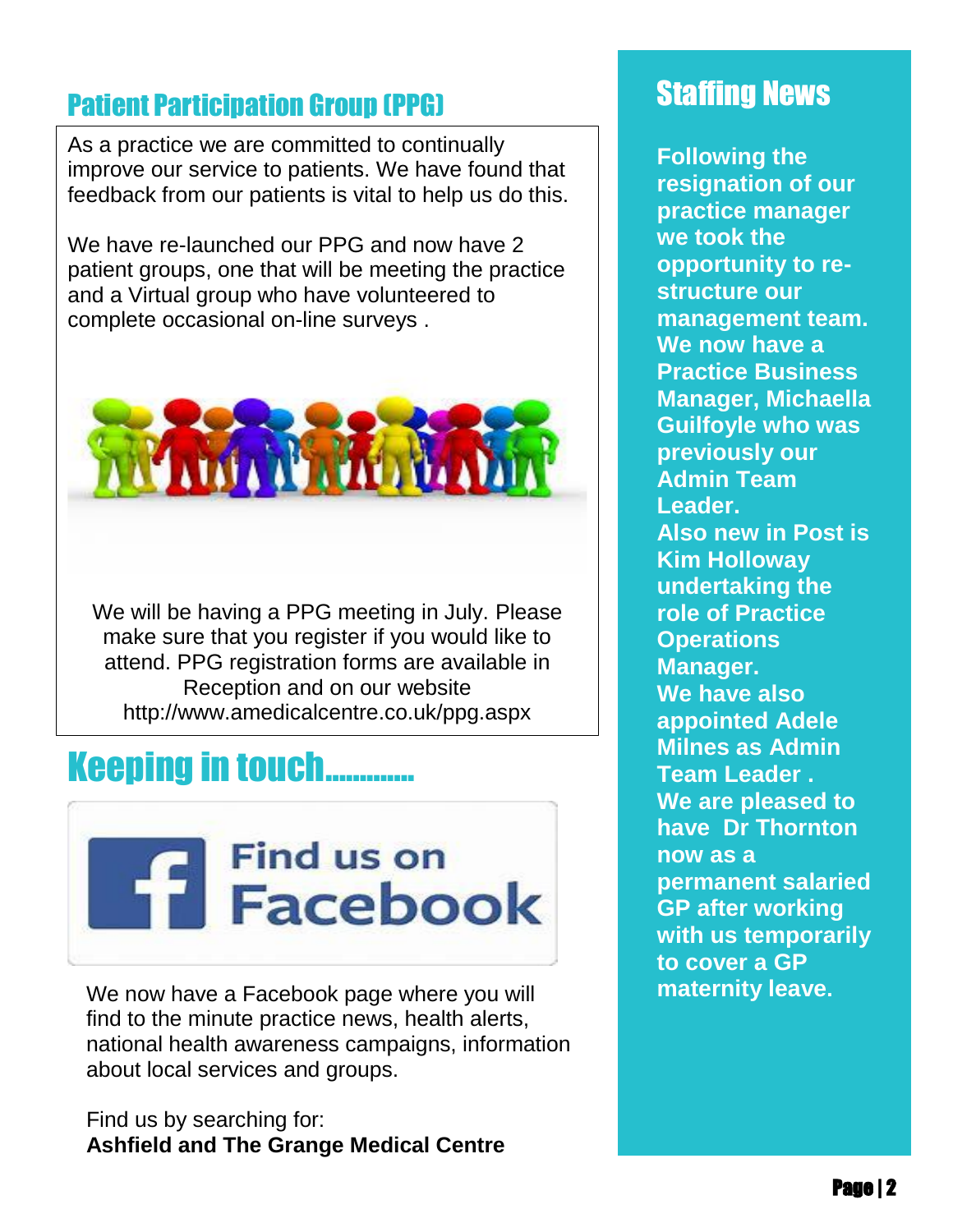## Patient Participation Group (PPG)

As a practice we are committed to continually improve our service to patients. We have found that feedback from our patients is vital to help us do this.

We have re-launched our PPG and now have 2 patient groups, one that will be meeting the practice and a Virtual group who have volunteered to complete occasional on-line surveys .

We will be having a PPG meeting in July. Please make sure that you register if you would like to attend. PPG registration forms are available in Reception and on our website http://www.amedicalcentre.co.uk/ppg.aspx

## Keeping in touch.............

Find us on Facebook

We now have a Facebook page where you will find to the minute practice news, health alerts, national health awareness campaigns, information about local services and groups.

Find us by searching for:
**Ashfield and The Grange Medical Centre**

## Staffing News

**Following the resignation of our practice manager we took the opportunity to re-structure our management team. We now have a Practice Business Manager, Michaella Guilfoyle who was previously our Admin Team Leader.**

**Also new in Post is Kim Holloway undertaking the role of Practice Operations Manager.**

**We have also appointed Adele Milnes as Admin Team Leader .**

**We are pleased to have Dr Thornton now as a permanent salaried GP after working with us temporarily to cover a GP maternity leave.**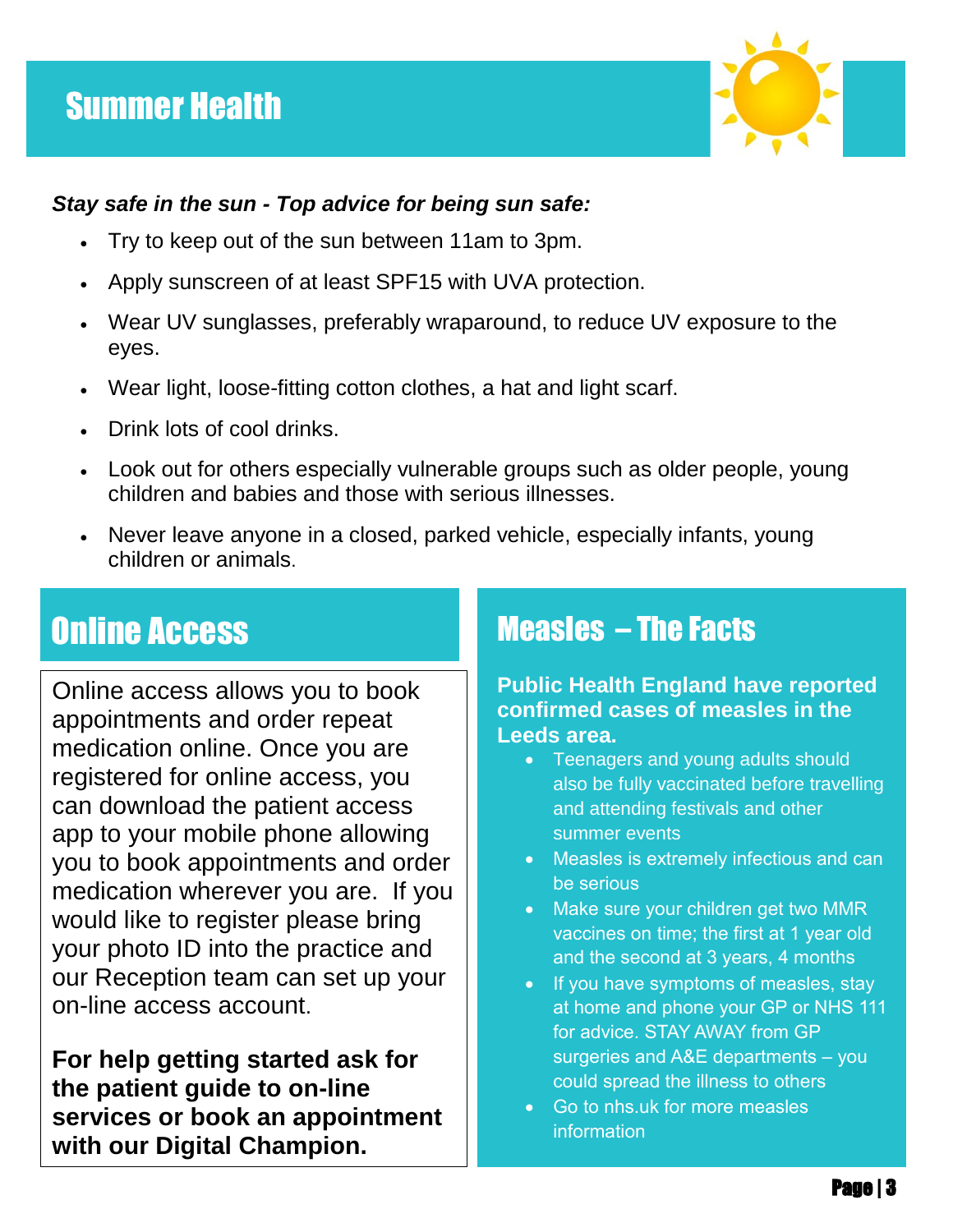# Summer Health

***Stay safe in the sun - Top advice for being sun safe:***

- Try to keep out of the sun between 11am to 3pm.
- Apply sunscreen of at least SPF15 with UVA protection.
- Wear UV sunglasses, preferably wraparound, to reduce UV exposure to the eyes.
- Wear light, loose-fitting cotton clothes, a hat and light scarf.
- Drink lots of cool drinks.
- Look out for others especially vulnerable groups such as older people, young children and babies and those with serious illnesses.
- Never leave anyone in a closed, parked vehicle, especially infants, young children or animals.

# Online Access

Online access allows you to book appointments and order repeat medication online. Once you are registered for online access, you can download the patient access app to your mobile phone allowing you to book appointments and order medication wherever you are. If you would like to register please bring your photo ID into the practice and our Reception team can set up your on-line access account.

**For help getting started ask for the patient guide to on-line services or book an appointment with our Digital Champion.**

# Measles – The Facts

**Public Health England have reported confirmed cases of measles in the Leeds area.**

- Teenagers and young adults should also be fully vaccinated before travelling and attending festivals and other summer events
- Measles is extremely infectious and can be serious
- Make sure your children get two MMR vaccines on time; the first at 1 year old and the second at 3 years, 4 months
- If you have symptoms of measles, stay at home and phone your GP or NHS 111 for advice. STAY AWAY from GP surgeries and A&E departments – you could spread the illness to others
- Go to nhs.uk for more measles information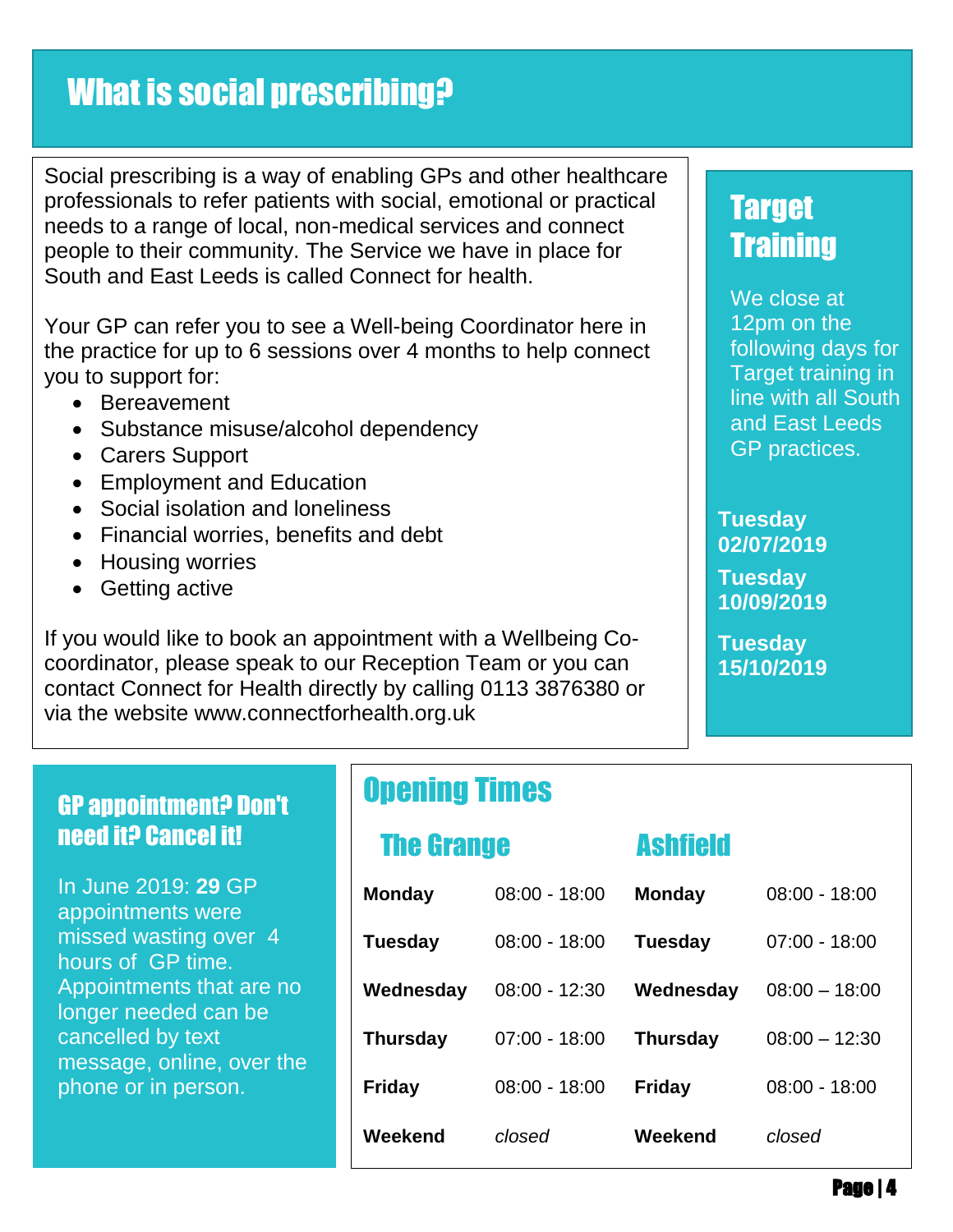# What is social prescribing?

Social prescribing is a way of enabling GPs and other healthcare professionals to refer patients with social, emotional or practical needs to a range of local, non-medical services and connect people to their community. The Service we have in place for South and East Leeds is called Connect for health.

Your GP can refer you to see a Well-being Coordinator here in the practice for up to 6 sessions over 4 months to help connect you to support for:

- Bereavement
- Substance misuse/alcohol dependency
- Carers Support
- Employment and Education
- Social isolation and loneliness
- Financial worries, benefits and debt
- Housing worries
- Getting active

If you would like to book an appointment with a Wellbeing Co-coordinator, please speak to our Reception Team or you can contact Connect for Health directly by calling 0113 3876380 or via the website www.connectforhealth.org.uk

## Target Training

We close at 12pm on the following days for Target training in line with all South and East Leeds GP practices.

**Tuesday 02/07/2019**

**Tuesday 10/09/2019**

**Tuesday 15/10/2019**

## GP appointment? Don't need it? Cancel it!

In June 2019: **29** GP appointments were missed wasting over 4 hours of GP time. Appointments that are no longer needed can be cancelled by text message, online, over the phone or in person.

## Opening Times

| The Grange | | Ashfield | |
|---|---|---|---|
| **Monday** | 08:00 - 18:00 | **Monday** | 08:00 - 18:00 |
| **Tuesday** | 08:00 - 18:00 | **Tuesday** | 07:00 - 18:00 |
| **Wednesday** | 08:00 - 12:30 | **Wednesday** | 08:00 – 18:00 |
| **Thursday** | 07:00 - 18:00 | **Thursday** | 08:00 – 12:30 |
| **Friday** | 08:00 - 18:00 | **Friday** | 08:00 - 18:00 |
| **Weekend** | *closed* | **Weekend** | *closed* |